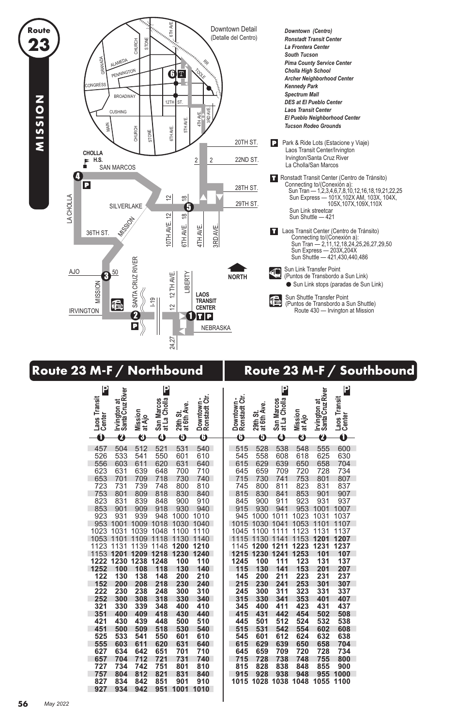# Route 23 MISSION

Downtown Detail (Detalle del Centro)

*Downtown (Centro)*
*Ronstadt Transit Center*
*La Frontera Center*
*South Tucson*
*Pima County Service Center*
*Cholla High School*
*Archer Neighborhood Center*
*Kennedy Park*
*Spectrum Mall*
*DES at El Pueblo Center*
*Laos Transit Center*
*El Pueblo Neighborhood Center*
*Tucson Rodeo Grounds*

P Park & Ride Lots (Estacione y Viaje)
Laos Transit Center/Irvington
Irvington/Santa Cruz River
La Cholla/San Marcos

T Ronstadt Transit Center (Centro de Tránsito)
Connecting to/(Conexión a):
Sun Tran — 1,2,3,4,6,7,8,10,12,16,18,19,21,22,25
Sun Express — 101X,102X AM, 103X, 104X, 105X,107X,109X,110X
Sun Link streetcar
Sun Shuttle — 421

T Laos Transit Center (Centro de Tránsito)
Connecting to/(Conexión a):
Sun Tran — 2,11,12,18,24,25,26,27,29,50
Sun Express — 203X,204X
Sun Shuttle — 421,430,440,486

Sun Link Transfer Point (Puntos de Transbordo a Sun Link)
● Sun Link stops (paradas de Sun Link)

Sun Shuttle Transfer Point (Puntos de Transbordo a Sun Shuttle)
Route 430 — Irvington at Mission

## Route 23 M-F / Northbound

| ❶ Laos Transit Center (P) | ❷ Irvington at Santa Cruz River (P) | ❸ Mission at Ajo | ❹ San Marcos at La Cholla (P) | ❺ 29th St. at 6th Ave. | ❻ Downtown - Ronstadt Ctr. |
|---|---|---|---|---|---|
| 457 | 504 | 512 | 521 | 531 | 540 |
| 526 | 533 | 541 | 550 | 601 | 610 |
| 556 | 603 | 611 | 620 | 631 | 640 |
| 623 | 631 | 639 | 648 | 700 | 710 |
| 653 | 701 | 709 | 718 | 730 | 740 |
| 723 | 731 | 739 | 748 | 800 | 810 |
| 753 | 801 | 809 | 818 | 830 | 840 |
| 823 | 831 | 839 | 848 | 900 | 910 |
| 853 | 901 | 909 | 918 | 930 | 940 |
| 923 | 931 | 939 | 948 | 1000 | 1010 |
| 953 | 1001 | 1009 | 1018 | 1030 | 1040 |
| 1023 | 1031 | 1039 | 1048 | 1100 | 1110 |
| 1053 | 1101 | 1109 | 1118 | 1130 | 1140 |
| 1123 | 1131 | 1139 | 1148 | **1200** | **1210** |
| 1153 | **1201** | **1209** | **1218** | **1230** | **1240** |
| **1222** | **1230** | **1238** | **1248** | **100** | **110** |
| **1252** | **100** | **108** | **118** | **130** | **140** |
| **122** | **130** | **138** | **148** | **200** | **210** |
| **152** | **200** | **208** | **218** | **230** | **240** |
| **222** | **230** | **238** | **248** | **300** | **310** |
| **252** | **300** | **308** | **318** | **330** | **340** |
| **321** | **330** | **339** | **348** | **400** | **410** |
| **351** | **400** | **409** | **418** | **430** | **440** |
| **421** | **430** | **439** | **448** | **500** | **510** |
| **451** | **500** | **509** | **518** | **530** | **540** |
| **525** | **533** | **541** | **550** | **601** | **610** |
| **555** | **603** | **611** | **620** | **631** | **640** |
| **627** | **634** | **642** | **651** | **701** | **710** |
| **657** | **704** | **712** | **721** | **731** | **740** |
| **727** | **734** | **742** | **751** | **801** | **810** |
| **757** | **804** | **812** | **821** | **831** | **840** |
| **827** | **834** | **842** | **851** | **901** | **910** |
| **927** | **934** | **942** | **951** | **1001** | **1010** |

## Route 23 M-F / Southbound

| ❻ Downtown - Ronstadt Ctr. | ❺ 29th St. at 6th Ave. | ❹ San Marcos at La Cholla (P) | ❸ Mission at Ajo | ❷ Irvington at Santa Cruz River | ❶ Laos Transit Center (P) |
|---|---|---|---|---|---|
| 515 | 528 | 538 | 548 | 555 | 600 |
| 545 | 558 | 608 | 618 | 625 | 630 |
| 615 | 629 | 639 | 650 | 658 | 704 |
| 645 | 659 | 709 | 720 | 728 | 734 |
| 715 | 730 | 741 | 753 | 801 | 807 |
| 745 | 800 | 811 | 823 | 831 | 837 |
| 815 | 830 | 841 | 853 | 901 | 907 |
| 845 | 900 | 911 | 923 | 931 | 937 |
| 915 | 930 | 941 | 953 | 1001 | 1007 |
| 945 | 1000 | 1011 | 1023 | 1031 | 1037 |
| 1015 | 1030 | 1041 | 1053 | 1101 | 1107 |
| 1045 | 1100 | 1111 | 1123 | 1131 | 1137 |
| 1115 | 1130 | 1141 | 1153 | **1201** | **1207** |
| 1145 | **1200** | **1211** | **1223** | **1231** | **1237** |
| **1215** | **1230** | **1241** | **1253** | **101** | **107** |
| **1245** | **100** | **111** | **123** | **131** | **137** |
| **115** | **130** | **141** | **153** | **201** | **207** |
| **145** | **200** | **211** | **223** | **231** | **237** |
| **215** | **230** | **241** | **253** | **301** | **307** |
| **245** | **300** | **311** | **323** | **331** | **337** |
| **315** | **330** | **341** | **353** | **401** | **407** |
| **345** | **400** | **411** | **423** | **431** | **437** |
| **415** | **431** | **442** | **454** | **502** | **508** |
| **445** | **501** | **512** | **524** | **532** | **538** |
| **515** | **531** | **542** | **554** | **602** | **608** |
| **545** | **601** | **612** | **624** | **632** | **638** |
| **615** | **629** | **639** | **650** | **658** | **704** |
| **645** | **659** | **709** | **720** | **728** | **734** |
| **715** | **728** | **738** | **748** | **755** | **800** |
| **815** | **828** | **838** | **848** | **855** | **900** |
| **915** | **928** | **938** | **948** | **955** | **1000** |
| **1015** | **1028** | **1038** | **1048** | **1055** | **1100** |

May 2022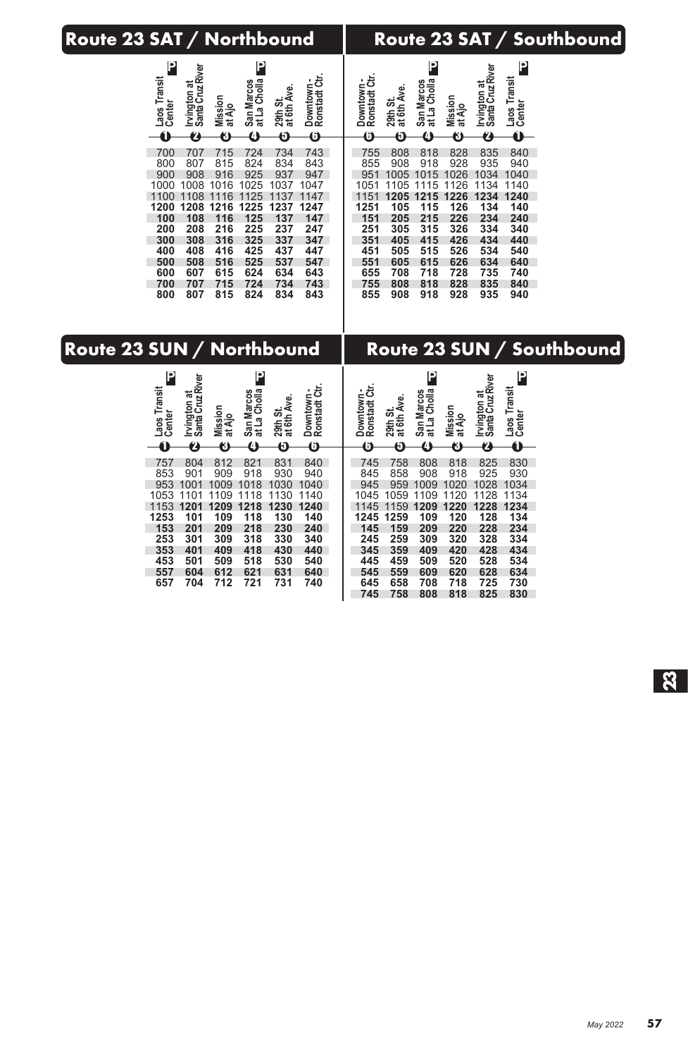## Route 23 SAT / Northbound

| Laos Transit Center (1) P | Irvington at Santa Cruz River (2) | Mission at Ajo (3) | San Marcos at La Cholla (4) P | 29th St. at 6th Ave. (5) | Downtown - Ronstadt Ctr. (6) |
|---|---|---|---|---|---|
| 700 | 707 | 715 | 724 | 734 | 743 |
| 800 | 807 | 815 | 824 | 834 | 843 |
| 900 | 908 | 916 | 925 | 937 | 947 |
| 1000 | 1008 | 1016 | 1025 | 1037 | 1047 |
| 1100 | 1108 | 1116 | 1125 | 1137 | 1147 |
| **1200** | **1208** | **1216** | **1225** | **1237** | **1247** |
| **100** | **108** | **116** | **125** | **137** | **147** |
| **200** | **208** | **216** | **225** | **237** | **247** |
| **300** | **308** | **316** | **325** | **337** | **347** |
| **400** | **408** | **416** | **425** | **437** | **447** |
| **500** | **508** | **516** | **525** | **537** | **547** |
| **600** | **607** | **615** | **624** | **634** | **643** |
| **700** | **707** | **715** | **724** | **734** | **743** |
| **800** | **807** | **815** | **824** | **834** | **843** |

## Route 23 SAT / Southbound

| Downtown - Ronstadt Ctr. (6) | 29th St. at 6th Ave. (5) | San Marcos at La Cholla (4) P | Mission at Ajo (3) | Irvington at Santa Cruz River (2) | Laos Transit Center (1) P |
|---|---|---|---|---|---|
| 755 | 808 | 818 | 828 | 835 | 840 |
| 855 | 908 | 918 | 928 | 935 | 940 |
| 951 | 1005 | 1015 | 1026 | 1034 | 1040 |
| 1051 | 1105 | 1115 | 1126 | 1134 | 1140 |
| 1151 | **1205** | **1215** | **1226** | **1234** | **1240** |
| **1251** | **105** | **115** | **126** | **134** | **140** |
| **151** | **205** | **215** | **226** | **234** | **240** |
| **251** | **305** | **315** | **326** | **334** | **340** |
| **351** | **405** | **415** | **426** | **434** | **440** |
| **451** | **505** | **515** | **526** | **534** | **540** |
| **551** | **605** | **615** | **626** | **634** | **640** |
| **655** | **708** | **718** | **728** | **735** | **740** |
| **755** | **808** | **818** | **828** | **835** | **840** |
| **855** | **908** | **918** | **928** | **935** | **940** |

## Route 23 SUN / Northbound

| Laos Transit Center (1) P | Irvington at Santa Cruz River (2) | Mission at Ajo (3) | San Marcos at La Cholla (4) P | 29th St. at 6th Ave. (5) | Downtown - Ronstadt Ctr. (6) |
|---|---|---|---|---|---|
| 757 | 804 | 812 | 821 | 831 | 840 |
| 853 | 901 | 909 | 918 | 930 | 940 |
| 953 | 1001 | 1009 | 1018 | 1030 | 1040 |
| 1053 | 1101 | 1109 | 1118 | 1130 | 1140 |
| 1153 | **1201** | **1209** | **1218** | **1230** | **1240** |
| **1253** | **101** | **109** | **118** | **130** | **140** |
| **153** | **201** | **209** | **218** | **230** | **240** |
| **253** | **301** | **309** | **318** | **330** | **340** |
| **353** | **401** | **409** | **418** | **430** | **440** |
| **453** | **501** | **509** | **518** | **530** | **540** |
| **557** | **604** | **612** | **621** | **631** | **640** |
| **657** | **704** | **712** | **721** | **731** | **740** |

## Route 23 SUN / Southbound

| Downtown - Ronstadt Ctr. (6) | 29th St. at 6th Ave. (5) | San Marcos at La Cholla (4) P | Mission at Ajo (3) | Irvington at Santa Cruz River (2) | Laos Transit Center (1) P |
|---|---|---|---|---|---|
| 745 | 758 | 808 | 818 | 825 | 830 |
| 845 | 858 | 908 | 918 | 925 | 930 |
| 945 | 959 | 1009 | 1020 | 1028 | 1034 |
| 1045 | 1059 | 1109 | 1120 | 1128 | 1134 |
| 1145 | 1159 | **1209** | **1220** | **1228** | **1234** |
| **1245** | **1259** | **109** | **120** | **128** | **134** |
| **145** | **159** | **209** | **220** | **228** | **234** |
| **245** | **259** | **309** | **320** | **328** | **334** |
| **345** | **359** | **409** | **420** | **428** | **434** |
| **445** | **459** | **509** | **520** | **528** | **534** |
| **545** | **559** | **609** | **620** | **628** | **634** |
| **645** | **658** | **708** | **718** | **725** | **730** |
| **745** | **758** | **808** | **818** | **825** | **830** |

23

May 2022